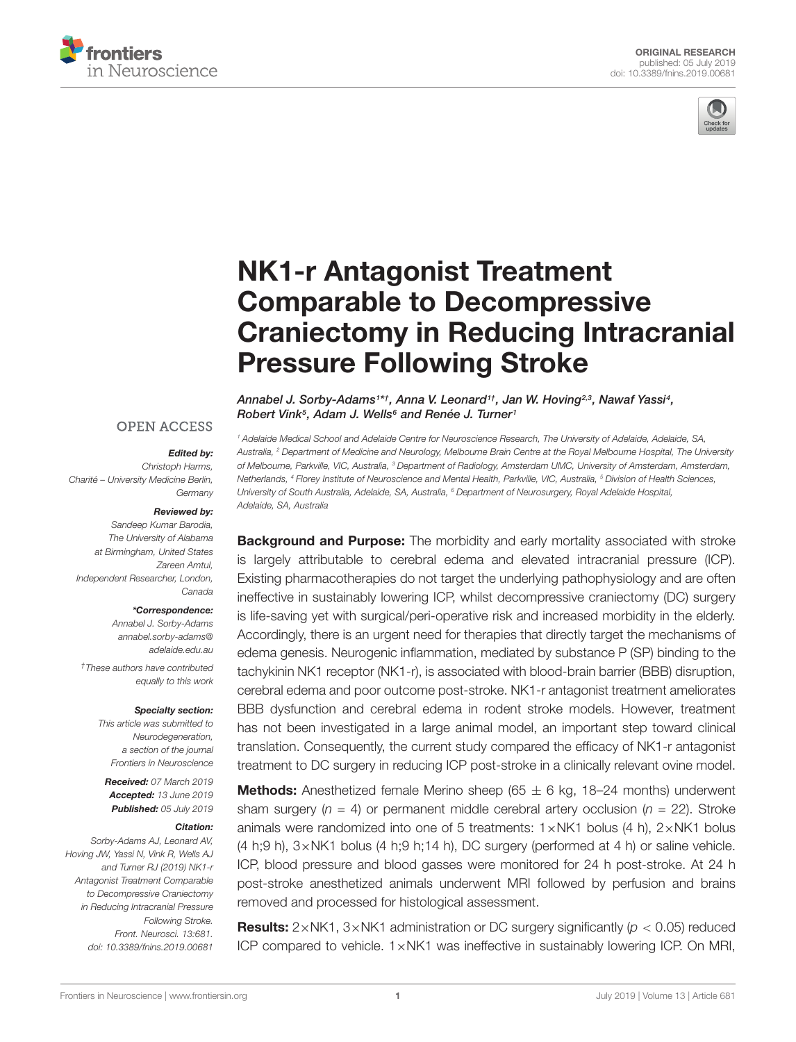ORIGINAL RESEARCH
published: 05 July 2019
doi: 10.3389/fnins.2019.00681

# NK1-r Antagonist Treatment Comparable to Decompressive Craniectomy in Reducing Intracranial Pressure Following Stroke

*Annabel J. Sorby-Adams[1*†], Anna V. Leonard[1†], Jan W. Hoving[2,3], Nawaf Yassi[4], Robert Vink[5], Adam J. Wells[6] and Renée J. Turner[1]*

[1] Adelaide Medical School and Adelaide Centre for Neuroscience Research, The University of Adelaide, Adelaide, SA, Australia, [2] Department of Medicine and Neurology, Melbourne Brain Centre at the Royal Melbourne Hospital, The University of Melbourne, Parkville, VIC, Australia, [3] Department of Radiology, Amsterdam UMC, University of Amsterdam, Amsterdam, Netherlands, [4] Florey Institute of Neuroscience and Mental Health, Parkville, VIC, Australia, [5] Division of Health Sciences, University of South Australia, Adelaide, SA, Australia, [6] Department of Neurosurgery, Royal Adelaide Hospital, Adelaide, SA, Australia

OPEN ACCESS

***Edited by:***
Christoph Harms,
Charité – University Medicine Berlin,
Germany

***Reviewed by:***
Sandeep Kumar Barodia,
The University of Alabama
at Birmingham, United States
Zareen Amtul,
Independent Researcher, London,
Canada

***\*Correspondence:***
Annabel J. Sorby-Adams
annabel.sorby-adams@adelaide.edu.au

†These authors have contributed equally to this work

***Specialty section:***
This article was submitted to Neurodegeneration, a section of the journal Frontiers in Neuroscience

***Received:*** 07 March 2019
***Accepted:*** 13 June 2019
***Published:*** 05 July 2019

***Citation:***
Sorby-Adams AJ, Leonard AV, Hoving JW, Yassi N, Vink R, Wells AJ and Turner RJ (2019) NK1-r Antagonist Treatment Comparable to Decompressive Craniectomy in Reducing Intracranial Pressure Following Stroke. Front. Neurosci. 13:681. doi: 10.3389/fnins.2019.00681

**Background and Purpose:** The morbidity and early mortality associated with stroke is largely attributable to cerebral edema and elevated intracranial pressure (ICP). Existing pharmacotherapies do not target the underlying pathophysiology and are often ineffective in sustainably lowering ICP, whilst decompressive craniectomy (DC) surgery is life-saving yet with surgical/peri-operative risk and increased morbidity in the elderly. Accordingly, there is an urgent need for therapies that directly target the mechanisms of edema genesis. Neurogenic inflammation, mediated by substance P (SP) binding to the tachykinin NK1 receptor (NK1-r), is associated with blood-brain barrier (BBB) disruption, cerebral edema and poor outcome post-stroke. NK1-r antagonist treatment ameliorates BBB dysfunction and cerebral edema in rodent stroke models. However, treatment has not been investigated in a large animal model, an important step toward clinical translation. Consequently, the current study compared the efficacy of NK1-r antagonist treatment to DC surgery in reducing ICP post-stroke in a clinically relevant ovine model.

**Methods:** Anesthetized female Merino sheep (65 ± 6 kg, 18–24 months) underwent sham surgery ($n = 4$) or permanent middle cerebral artery occlusion ($n = 22$). Stroke animals were randomized into one of 5 treatments: 1×NK1 bolus (4 h), 2×NK1 bolus (4 h;9 h), 3×NK1 bolus (4 h;9 h;14 h), DC surgery (performed at 4 h) or saline vehicle. ICP, blood pressure and blood gasses were monitored for 24 h post-stroke. At 24 h post-stroke anesthetized animals underwent MRI followed by perfusion and brains removed and processed for histological assessment.

**Results:** 2×NK1, 3×NK1 administration or DC surgery significantly ($p < 0.05$) reduced ICP compared to vehicle. 1×NK1 was ineffective in sustainably lowering ICP. On MRI,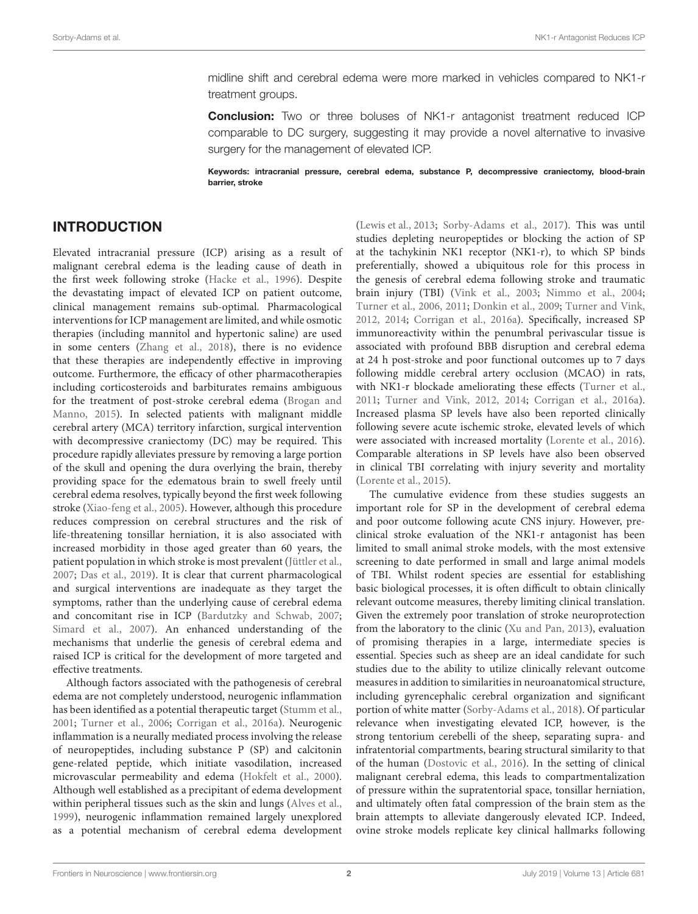midline shift and cerebral edema were more marked in vehicles compared to NK1-r treatment groups.

**Conclusion:** Two or three boluses of NK1-r antagonist treatment reduced ICP comparable to DC surgery, suggesting it may provide a novel alternative to invasive surgery for the management of elevated ICP.

**Keywords: intracranial pressure, cerebral edema, substance P, decompressive craniectomy, blood-brain barrier, stroke**

## INTRODUCTION

Elevated intracranial pressure (ICP) arising as a result of malignant cerebral edema is the leading cause of death in the first week following stroke (Hacke et al., 1996). Despite the devastating impact of elevated ICP on patient outcome, clinical management remains sub-optimal. Pharmacological interventions for ICP management are limited, and while osmotic therapies (including mannitol and hypertonic saline) are used in some centers (Zhang et al., 2018), there is no evidence that these therapies are independently effective in improving outcome. Furthermore, the efficacy of other pharmacotherapies including corticosteroids and barbiturates remains ambiguous for the treatment of post-stroke cerebral edema (Brogan and Manno, 2015). In selected patients with malignant middle cerebral artery (MCA) territory infarction, surgical intervention with decompressive craniectomy (DC) may be required. This procedure rapidly alleviates pressure by removing a large portion of the skull and opening the dura overlying the brain, thereby providing space for the edematous brain to swell freely until cerebral edema resolves, typically beyond the first week following stroke (Xiao-feng et al., 2005). However, although this procedure reduces compression on cerebral structures and the risk of life-threatening tonsillar herniation, it is also associated with increased morbidity in those aged greater than 60 years, the patient population in which stroke is most prevalent (Jüttler et al., 2007; Das et al., 2019). It is clear that current pharmacological and surgical interventions are inadequate as they target the symptoms, rather than the underlying cause of cerebral edema and concomitant rise in ICP (Bardutzky and Schwab, 2007; Simard et al., 2007). An enhanced understanding of the mechanisms that underlie the genesis of cerebral edema and raised ICP is critical for the development of more targeted and effective treatments.

Although factors associated with the pathogenesis of cerebral edema are not completely understood, neurogenic inflammation has been identified as a potential therapeutic target (Stumm et al., 2001; Turner et al., 2006; Corrigan et al., 2016a). Neurogenic inflammation is a neurally mediated process involving the release of neuropeptides, including substance P (SP) and calcitonin gene-related peptide, which initiate vasodilation, increased microvascular permeability and edema (Hokfelt et al., 2000). Although well established as a precipitant of edema development within peripheral tissues such as the skin and lungs (Alves et al., 1999), neurogenic inflammation remained largely unexplored as a potential mechanism of cerebral edema development (Lewis et al., 2013; Sorby-Adams et al., 2017). This was until studies depleting neuropeptides or blocking the action of SP at the tachykinin NK1 receptor (NK1-r), to which SP binds preferentially, showed a ubiquitous role for this process in the genesis of cerebral edema following stroke and traumatic brain injury (TBI) (Vink et al., 2003; Nimmo et al., 2004; Turner et al., 2006, 2011; Donkin et al., 2009; Turner and Vink, 2012, 2014; Corrigan et al., 2016a). Specifically, increased SP immunoreactivity within the penumbral perivascular tissue is associated with profound BBB disruption and cerebral edema at 24 h post-stroke and poor functional outcomes up to 7 days following middle cerebral artery occlusion (MCAO) in rats, with NK1-r blockade ameliorating these effects (Turner et al., 2011; Turner and Vink, 2012, 2014; Corrigan et al., 2016a). Increased plasma SP levels have also been reported clinically following severe acute ischemic stroke, elevated levels of which were associated with increased mortality (Lorente et al., 2016). Comparable alterations in SP levels have also been observed in clinical TBI correlating with injury severity and mortality (Lorente et al., 2015).

The cumulative evidence from these studies suggests an important role for SP in the development of cerebral edema and poor outcome following acute CNS injury. However, pre-clinical stroke evaluation of the NK1-r antagonist has been limited to small animal stroke models, with the most extensive screening to date performed in small and large animal models of TBI. Whilst rodent species are essential for establishing basic biological processes, it is often difficult to obtain clinically relevant outcome measures, thereby limiting clinical translation. Given the extremely poor translation of stroke neuroprotection from the laboratory to the clinic (Xu and Pan, 2013), evaluation of promising therapies in a large, intermediate species is essential. Species such as sheep are an ideal candidate for such studies due to the ability to utilize clinically relevant outcome measures in addition to similarities in neuroanatomical structure, including gyrencephalic cerebral organization and significant portion of white matter (Sorby-Adams et al., 2018). Of particular relevance when investigating elevated ICP, however, is the strong tentorium cerebelli of the sheep, separating supra- and infratentorial compartments, bearing structural similarity to that of the human (Dostovic et al., 2016). In the setting of clinical malignant cerebral edema, this leads to compartmentalization of pressure within the supratentorial space, tonsillar herniation, and ultimately often fatal compression of the brain stem as the brain attempts to alleviate dangerously elevated ICP. Indeed, ovine stroke models replicate key clinical hallmarks following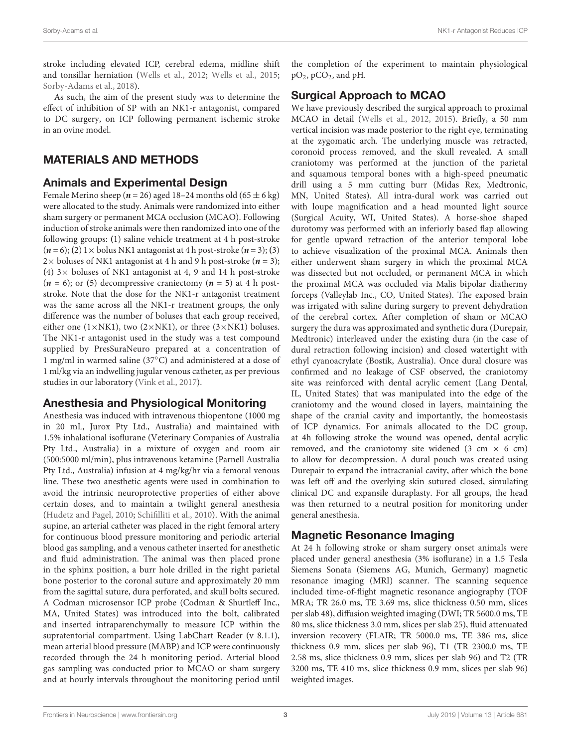stroke including elevated ICP, cerebral edema, midline shift and tonsillar herniation (Wells et al., 2012; Wells et al., 2015; Sorby-Adams et al., 2018).

As such, the aim of the present study was to determine the effect of inhibition of SP with an NK1-r antagonist, compared to DC surgery, on ICP following permanent ischemic stroke in an ovine model.

## MATERIALS AND METHODS

### Animals and Experimental Design

Female Merino sheep (***n*** = 26) aged 18–24 months old (65 ± 6 kg) were allocated to the study. Animals were randomized into either sham surgery or permanent MCA occlusion (MCAO). Following induction of stroke animals were then randomized into one of the following groups: **(**1**)** saline vehicle treatment at 4 h post-stroke (***n*** = 6); **(**2**)** 1× bolus NK1 antagonist at 4 h post-stroke (***n*** = 3); **(**3**)** 2× boluses of NK1 antagonist at 4 h and 9 h post-stroke (***n*** = 3); **(**4**)** 3× boluses of NK1 antagonist at 4, 9 and 14 h post-stroke (***n*** = 6); or **(**5**)** decompressive craniectomy (***n*** = 5) at 4 h post-stroke. Note that the dose for the NK1-r antagonist treatment was the same across all the NK1-r treatment groups, the only difference was the number of boluses that each group received, either one (1×NK1), two (2×NK1), or three (3×NK1) boluses. The NK1-r antagonist used in the study was a test compound supplied by PresSuraNeuro prepared at a concentration of 1 mg/ml in warmed saline (37°C) and administered at a dose of 1 ml/kg via an indwelling jugular venous catheter, as per previous studies in our laboratory (Vink et al., 2017).

### Anesthesia and Physiological Monitoring

Anesthesia was induced with intravenous thiopentone (1000 mg in 20 mL, Jurox Pty Ltd., Australia) and maintained with 1.5% inhalational isoflurane (Veterinary Companies of Australia Pty Ltd., Australia) in a mixture of oxygen and room air (500:5000 ml/min), plus intravenous ketamine (Parnell Australia Pty Ltd., Australia) infusion at 4 mg/kg/hr via a femoral venous line. These two anesthetic agents were used in combination to avoid the intrinsic neuroprotective properties of either above certain doses, and to maintain a twilight general anesthesia (Hudetz and Pagel, 2010; Schifilliti et al., 2010). With the animal supine, an arterial catheter was placed in the right femoral artery for continuous blood pressure monitoring and periodic arterial blood gas sampling, and a venous catheter inserted for anesthetic and fluid administration. The animal was then placed prone in the sphinx position, a burr hole drilled in the right parietal bone posterior to the coronal suture and approximately 20 mm from the sagittal suture, dura perforated, and skull bolts secured. A Codman microsensor ICP probe (Codman & Shurtleff Inc., MA, United States) was introduced into the bolt, calibrated and inserted intraparenchymally to measure ICP within the supratentorial compartment. Using LabChart Reader (v 8.1.1), mean arterial blood pressure (MABP) and ICP were continuously recorded through the 24 h monitoring period. Arterial blood gas sampling was conducted prior to MCAO or sham surgery and at hourly intervals throughout the monitoring period until the completion of the experiment to maintain physiological $pO_2$, $pCO_2$, and pH.

### Surgical Approach to MCAO

We have previously described the surgical approach to proximal MCAO in detail (Wells et al., 2012, 2015). Briefly, a 50 mm vertical incision was made posterior to the right eye, terminating at the zygomatic arch. The underlying muscle was retracted, coronoid process removed, and the skull revealed. A small craniotomy was performed at the junction of the parietal and squamous temporal bones with a high-speed pneumatic drill using a 5 mm cutting burr (Midas Rex, Medtronic, MN, United States). All intra-dural work was carried out with loupe magnification and a head mounted light source (Surgical Acuity, WI, United States). A horse-shoe shaped durotomy was performed with an inferiorly based flap allowing for gentle upward retraction of the anterior temporal lobe to achieve visualization of the proximal MCA. Animals then either underwent sham surgery in which the proximal MCA was dissected but not occluded, or permanent MCA in which the proximal MCA was occluded via Malis bipolar diathermy forceps (Valleylab Inc., CO, United States). The exposed brain was irrigated with saline during surgery to prevent dehydration of the cerebral cortex. After completion of sham or MCAO surgery the dura was approximated and synthetic dura (Durepair, Medtronic) interleaved under the existing dura (in the case of dural retraction following incision) and closed watertight with ethyl cyanoacrylate (Bostik, Australia). Once dural closure was confirmed and no leakage of CSF observed, the craniotomy site was reinforced with dental acrylic cement (Lang Dental, IL, United States) that was manipulated into the edge of the craniotomy and the wound closed in layers, maintaining the shape of the cranial cavity and importantly, the homeostasis of ICP dynamics. For animals allocated to the DC group, at 4h following stroke the wound was opened, dental acrylic removed, and the craniotomy site widened (3 cm × 6 cm) to allow for decompression. A dural pouch was created using Durepair to expand the intracranial cavity, after which the bone was left off and the overlying skin sutured closed, simulating clinical DC and expansile duraplasty. For all groups, the head was then returned to a neutral position for monitoring under general anesthesia.

### Magnetic Resonance Imaging

At 24 h following stroke or sham surgery onset animals were placed under general anesthesia (3% isoflurane) in a 1.5 Tesla Siemens Sonata (Siemens AG, Munich, Germany) magnetic resonance imaging (MRI) scanner. The scanning sequence included time-of-flight magnetic resonance angiography (TOF MRA; TR 26.0 ms, TE 3.69 ms, slice thickness 0.50 mm, slices per slab 48), diffusion weighted imaging (DWI; TR 5600.0 ms, TE 80 ms, slice thickness 3.0 mm, slices per slab 25), fluid attenuated inversion recovery (FLAIR; TR 5000.0 ms, TE 386 ms, slice thickness 0.9 mm, slices per slab 96), T1 (TR 2300.0 ms, TE 2.58 ms, slice thickness 0.9 mm, slices per slab 96) and T2 (TR 3200 ms, TE 410 ms, slice thickness 0.9 mm, slices per slab 96) weighted images.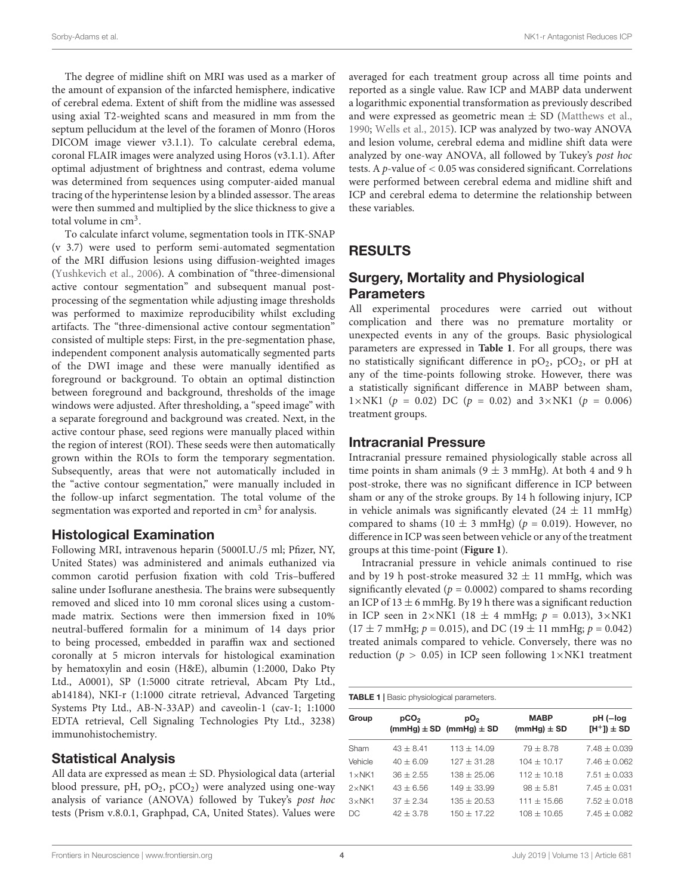The degree of midline shift on MRI was used as a marker of the amount of expansion of the infarcted hemisphere, indicative of cerebral edema. Extent of shift from the midline was assessed using axial T2-weighted scans and measured in mm from the septum pellucidum at the level of the foramen of Monro (Horos DICOM image viewer v3.1.1). To calculate cerebral edema, coronal FLAIR images were analyzed using Horos (v3.1.1). After optimal adjustment of brightness and contrast, edema volume was determined from sequences using computer-aided manual tracing of the hyperintense lesion by a blinded assessor. The areas were then summed and multiplied by the slice thickness to give a total volume in $cm^3$.

To calculate infarct volume, segmentation tools in ITK-SNAP (v 3.7) were used to perform semi-automated segmentation of the MRI diffusion lesions using diffusion-weighted images (Yushkevich et al., 2006). A combination of "three-dimensional active contour segmentation" and subsequent manual post-processing of the segmentation while adjusting image thresholds was performed to maximize reproducibility whilst excluding artifacts. The "three-dimensional active contour segmentation" consisted of multiple steps: First, in the pre-segmentation phase, independent component analysis automatically segmented parts of the DWI image and these were manually identified as foreground or background. To obtain an optimal distinction between foreground and background, thresholds of the image windows were adjusted. After thresholding, a "speed image" with a separate foreground and background was created. Next, in the active contour phase, seed regions were manually placed within the region of interest (ROI). These seeds were then automatically grown within the ROIs to form the temporary segmentation. Subsequently, areas that were not automatically included in the "active contour segmentation," were manually included in the follow-up infarct segmentation. The total volume of the segmentation was exported and reported in $cm^3$ for analysis.

## Histological Examination

Following MRI, intravenous heparin (5000I.U./5 ml; Pfizer, NY, United States) was administered and animals euthanized via common carotid perfusion fixation with cold Tris–buffered saline under Isoflurane anesthesia. The brains were subsequently removed and sliced into 10 mm coronal slices using a custom-made matrix. Sections were then immersion fixed in 10% neutral-buffered formalin for a minimum of 14 days prior to being processed, embedded in paraffin wax and sectioned coronally at 5 micron intervals for histological examination by hematoxylin and eosin (H&E), albumin (1:2000, Dako Pty Ltd., A0001), SP (1:5000 citrate retrieval, Abcam Pty Ltd., ab14184), NKI-r (1:1000 citrate retrieval, Advanced Targeting Systems Pty Ltd., AB-N-33AP) and caveolin-1 (cav-1; 1:1000 EDTA retrieval, Cell Signaling Technologies Pty Ltd., 3238) immunohistochemistry.

## Statistical Analysis

All data are expressed as mean ± SD. Physiological data (arterial blood pressure, pH, $pO_2$, $pCO_2$) were analyzed using one-way analysis of variance (ANOVA) followed by Tukey's *post hoc* tests (Prism v.8.0.1, Graphpad, CA, United States). Values were averaged for each treatment group across all time points and reported as a single value. Raw ICP and MABP data underwent a logarithmic exponential transformation as previously described and were expressed as geometric mean ± SD (Matthews et al., 1990; Wells et al., 2015). ICP was analyzed by two-way ANOVA and lesion volume, cerebral edema and midline shift data were analyzed by one-way ANOVA, all followed by Tukey's *post hoc* tests. A $p$-value of $< 0.05$ was considered significant. Correlations were performed between cerebral edema and midline shift and ICP and cerebral edema to determine the relationship between these variables.

# RESULTS

## Surgery, Mortality and Physiological Parameters

All experimental procedures were carried out without complication and there was no premature mortality or unexpected events in any of the groups. Basic physiological parameters are expressed in **Table 1**. For all groups, there was no statistically significant difference in $pO_2$, $pCO_2$, or pH at any of the time-points following stroke. However, there was a statistically significant difference in MABP between sham, 1×NK1 ($p = 0.02$) DC ($p = 0.02$) and 3×NK1 ($p = 0.006$) treatment groups.

## Intracranial Pressure

Intracranial pressure remained physiologically stable across all time points in sham animals (9 ± 3 mmHg). At both 4 and 9 h post-stroke, there was no significant difference in ICP between sham or any of the stroke groups. By 14 h following injury, ICP in vehicle animals was significantly elevated (24 ± 11 mmHg) compared to shams (10 ± 3 mmHg) ($p = 0.019$). However, no difference in ICP was seen between vehicle or any of the treatment groups at this time-point (**Figure 1**).

Intracranial pressure in vehicle animals continued to rise and by 19 h post-stroke measured 32 ± 11 mmHg, which was significantly elevated ($p = 0.0002$) compared to shams recording an ICP of 13 ± 6 mmHg. By 19 h there was a significant reduction in ICP seen in 2×NK1 (18 ± 4 mmHg; $p = 0.013$), 3×NK1 (17 ± 7 mmHg; $p = 0.015$), and DC (19 ± 11 mmHg; $p = 0.042$) treated animals compared to vehicle. Conversely, there was no reduction ($p > 0.05$) in ICP seen following 1×NK1 treatment

**TABLE 1** | Basic physiological parameters.

| Group | $pCO_2$ (mmHg) ± SD | $pO_2$ (mmHg) ± SD | MABP (mmHg) ± SD | pH (−log $[H^+]$) ± SD |
|---|---|---|---|---|
| Sham | 43 ± 8.41 | 113 ± 14.09 | 79 ± 8.78 | 7.48 ± 0.039 |
| Vehicle | 40 ± 6.09 | 127 ± 31.28 | 104 ± 10.17 | 7.46 ± 0.062 |
| 1×NK1 | 36 ± 2.55 | 138 ± 25.06 | 112 ± 10.18 | 7.51 ± 0.033 |
| 2×NK1 | 43 ± 6.56 | 149 ± 33.99 | 98 ± 5.81 | 7.45 ± 0.031 |
| 3×NK1 | 37 ± 2.34 | 135 ± 20.53 | 111 ± 15.66 | 7.52 ± 0.018 |
| DC | 42 ± 3.78 | 150 ± 17.22 | 108 ± 10.65 | 7.45 ± 0.082 |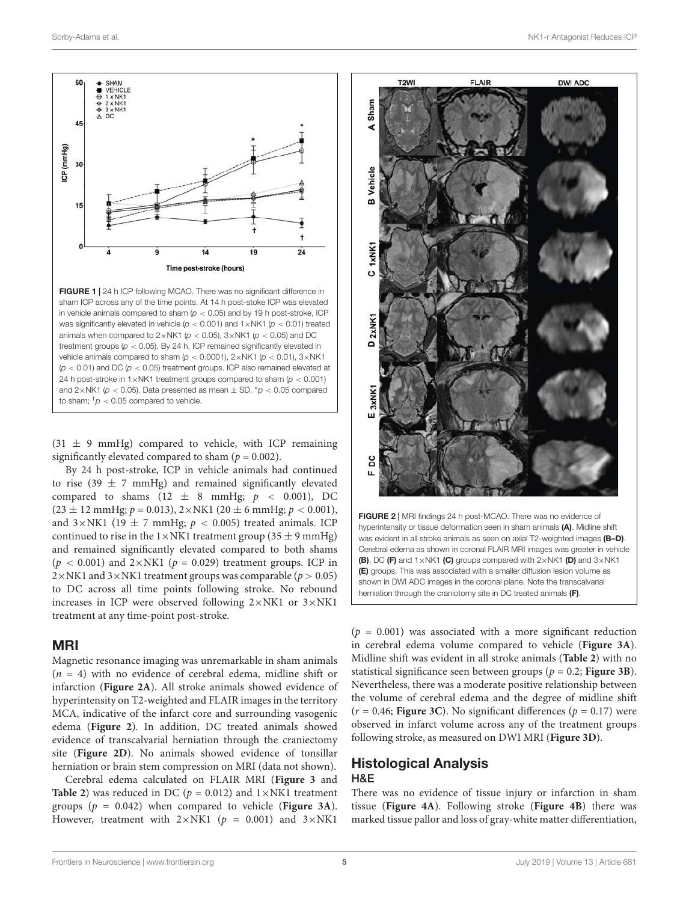**FIGURE 1 |** 24 h ICP following MCAO. There was no significant difference in sham ICP across any of the time points. At 14 h post-stoke ICP was elevated in vehicle animals compared to sham ($p < 0.05$) and by 19 h post-stroke, ICP was significantly elevated in vehicle ($p < 0.001$) and 1×NK1 ($p < 0.01$) treated animals when compared to 2×NK1 ($p < 0.05$), 3×NK1 ($p < 0.05$) and DC treatment groups ($p < 0.05$). By 24 h, ICP remained significantly elevated in vehicle animals compared to sham ($p < 0.0001$), 2×NK1 ($p < 0.01$), 3×NK1 ($p < 0.01$) and DC ($p < 0.05$) treatment groups. ICP also remained elevated at 24 h post-stroke in 1×NK1 treatment groups compared to sham ($p < 0.001$) and 2×NK1 ($p < 0.05$). Data presented as mean ± SD. *$p < 0.05$ compared to sham; †$p < 0.05$ compared to vehicle.

(31 ± 9 mmHg) compared to vehicle, with ICP remaining significantly elevated compared to sham ($p = 0.002$).

By 24 h post-stroke, ICP in vehicle animals had continued to rise (39 ± 7 mmHg) and remained significantly elevated compared to shams (12 ± 8 mmHg; $p < 0.001$), DC (23 ± 12 mmHg; $p = 0.013$), 2×NK1 (20 ± 6 mmHg; $p < 0.001$), and 3×NK1 (19 ± 7 mmHg; $p < 0.005$) treated animals. ICP continued to rise in the 1×NK1 treatment group (35 ± 9 mmHg) and remained significantly elevated compared to both shams ($p < 0.001$) and 2×NK1 ($p = 0.029$) treatment groups. ICP in 2×NK1 and 3×NK1 treatment groups was comparable ($p > 0.05$) to DC across all time points following stroke. No rebound increases in ICP were observed following 2×NK1 or 3×NK1 treatment at any time-point post-stroke.

## MRI

Magnetic resonance imaging was unremarkable in sham animals ($n = 4$) with no evidence of cerebral edema, midline shift or infarction (**Figure 2A**). All stroke animals showed evidence of hyperintensity on T2-weighted and FLAIR images in the territory MCA, indicative of the infarct core and surrounding vasogenic edema (**Figure 2**). In addition, DC treated animals showed evidence of transcalvarial herniation through the craniectomy site (**Figure 2D**). No animals showed evidence of tonsillar herniation or brain stem compression on MRI (data not shown).

Cerebral edema calculated on FLAIR MRI (**Figure 3** and **Table 2**) was reduced in DC ($p = 0.012$) and 1×NK1 treatment groups ($p = 0.042$) when compared to vehicle (**Figure 3A**). However, treatment with 2×NK1 ($p = 0.001$) and 3×NK1 ($p = 0.001$) was associated with a more significant reduction in cerebral edema volume compared to vehicle (**Figure 3A**). Midline shift was evident in all stroke animals (**Table 2**) with no statistical significance seen between groups ($p = 0.2$; **Figure 3B**). Nevertheless, there was a moderate positive relationship between the volume of cerebral edema and the degree of midline shift ($r = 0.46$; **Figure 3C**). No significant differences ($p = 0.17$) were observed in infarct volume across any of the treatment groups following stroke, as measured on DWI MRI (**Figure 3D**).

**FIGURE 2 |** MRI findings 24 h post-MCAO. There was no evidence of hyperintensity or tissue deformation seen in sham animals **(A)**. Midline shift was evident in all stroke animals as seen on axial T2-weighted images **(B–D)**. Cerebral edema as shown in coronal FLAIR MRI images was greater in vehicle **(B)**, DC **(F)** and 1×NK1 **(C)** groups compared with 2×NK1 **(D)** and 3×NK1 **(E)** groups. This was associated with a smaller diffusion lesion volume as shown in DWI ADC images in the coronal plane. Note the transcalvarial herniation through the craniotomy site in DC treated animals **(F)**.

## Histological Analysis

### H&E

There was no evidence of tissue injury or infarction in sham tissue (**Figure 4A**). Following stroke (**Figure 4B**) there was marked tissue pallor and loss of gray-white matter differentiation,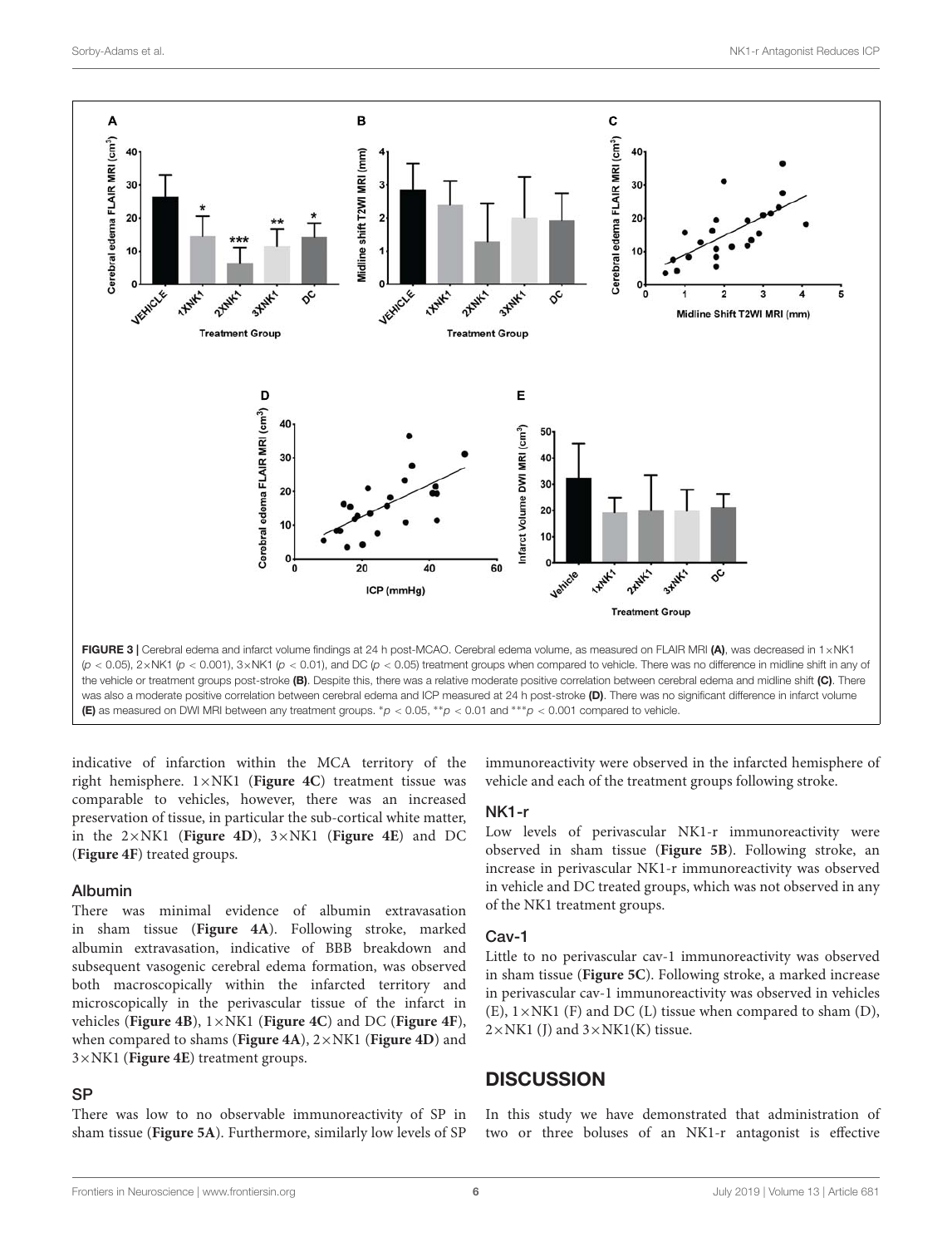FIGURE 3 | Cerebral edema and infarct volume findings at 24 h post-MCAO. Cerebral edema volume, as measured on FLAIR MRI **(A)**, was decreased in 1×NK1 ($p < 0.05$), 2×NK1 ($p < 0.001$), 3×NK1 ($p < 0.01$), and DC ($p < 0.05$) treatment groups when compared to vehicle. There was no difference in midline shift in any of the vehicle or treatment groups post-stroke **(B)**. Despite this, there was a relative moderate positive correlation between cerebral edema and midline shift **(C)**. There was also a moderate positive correlation between cerebral edema and ICP measured at 24 h post-stroke **(D)**. There was no significant difference in infarct volume **(E)** as measured on DWI MRI between any treatment groups. *$p < 0.05$, **$p < 0.01$ and ***$p < 0.001$ compared to vehicle.

indicative of infarction within the MCA territory of the right hemisphere. 1×NK1 (**Figure 4C**) treatment tissue was comparable to vehicles, however, there was an increased preservation of tissue, in particular the sub-cortical white matter, in the 2×NK1 (**Figure 4D**), 3×NK1 (**Figure 4E**) and DC (**Figure 4F**) treated groups.

### Albumin

There was minimal evidence of albumin extravasation in sham tissue (**Figure 4A**). Following stroke, marked albumin extravasation, indicative of BBB breakdown and subsequent vasogenic cerebral edema formation, was observed both macroscopically within the infarcted territory and microscopically in the perivascular tissue of the infarct in vehicles (**Figure 4B**), 1×NK1 (**Figure 4C**) and DC (**Figure 4F**), when compared to shams (**Figure 4A**), 2×NK1 (**Figure 4D**) and 3×NK1 (**Figure 4E**) treatment groups.

### SP

There was low to no observable immunoreactivity of SP in sham tissue (**Figure 5A**). Furthermore, similarly low levels of SP immunoreactivity were observed in the infarcted hemisphere of vehicle and each of the treatment groups following stroke.

### NK1-r

Low levels of perivascular NK1-r immunoreactivity were observed in sham tissue (**Figure 5B**). Following stroke, an increase in perivascular NK1-r immunoreactivity was observed in vehicle and DC treated groups, which was not observed in any of the NK1 treatment groups.

### Cav-1

Little to no perivascular cav-1 immunoreactivity was observed in sham tissue (**Figure 5C**). Following stroke, a marked increase in perivascular cav-1 immunoreactivity was observed in vehicles (E), 1×NK1 (F) and DC (L) tissue when compared to sham (D), 2×NK1 (J) and 3×NK1(K) tissue.

## DISCUSSION

In this study we have demonstrated that administration of two or three boluses of an NK1-r antagonist is effective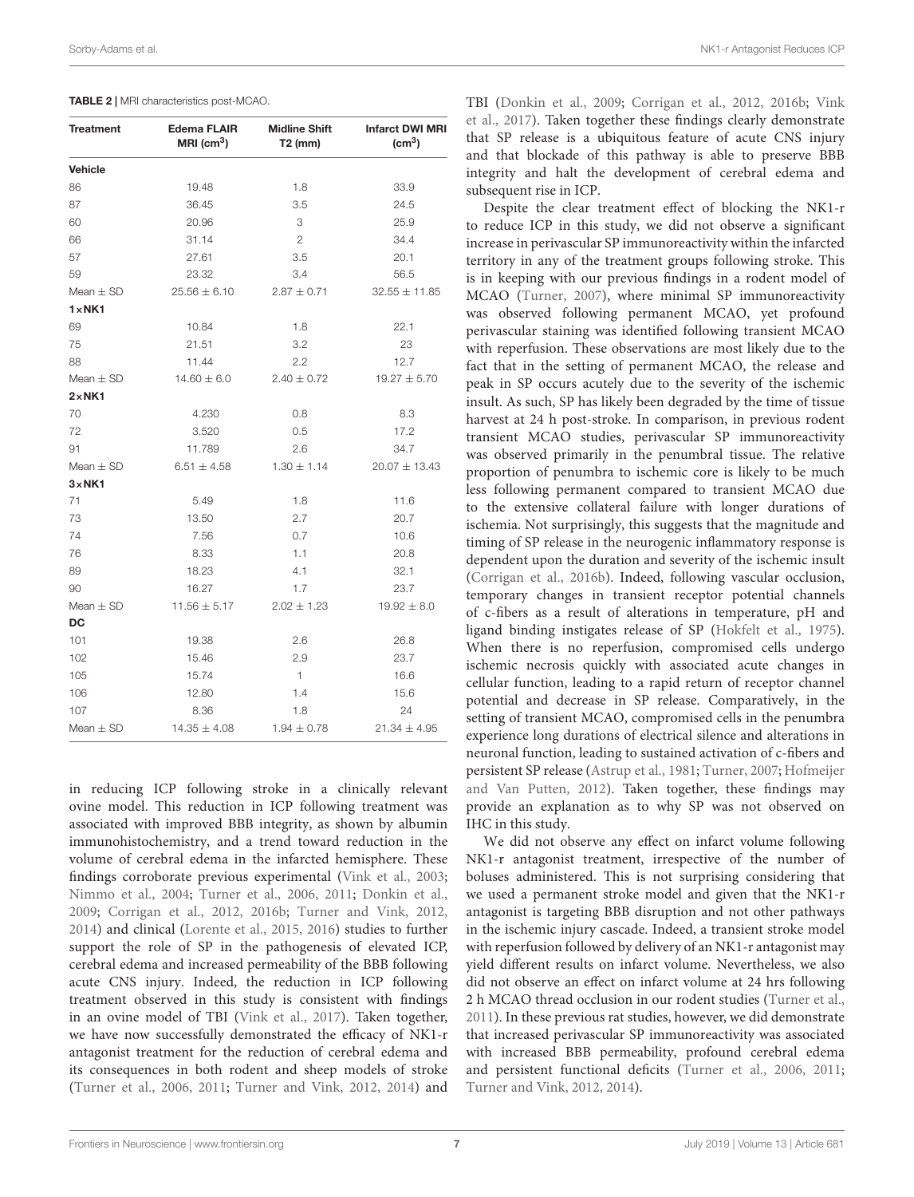**TABLE 2 |** MRI characteristics post-MCAO.

| Treatment | Edema FLAIR MRI ($cm^3$) | Midline Shift T2 (mm) | Infarct DWI MRI ($cm^3$) |
|---|---|---|---|
| **Vehicle** | | | |
| 86 | 19.48 | 1.8 | 33.9 |
| 87 | 36.45 | 3.5 | 24.5 |
| 60 | 20.96 | 3 | 25.9 |
| 66 | 31.14 | 2 | 34.4 |
| 57 | 27.61 | 3.5 | 20.1 |
| 59 | 23.32 | 3.4 | 56.5 |
| Mean ± SD | 25.56 ± 6.10 | 2.87 ± 0.71 | 32.55 ± 11.85 |
| **1×NK1** | | | |
| 69 | 10.84 | 1.8 | 22.1 |
| 75 | 21.51 | 3.2 | 23 |
| 88 | 11.44 | 2.2 | 12.7 |
| Mean ± SD | 14.60 ± 6.0 | 2.40 ± 0.72 | 19.27 ± 5.70 |
| **2×NK1** | | | |
| 70 | 4.230 | 0.8 | 8.3 |
| 72 | 3.520 | 0.5 | 17.2 |
| 91 | 11.789 | 2.6 | 34.7 |
| Mean ± SD | 6.51 ± 4.58 | 1.30 ± 1.14 | 20.07 ± 13.43 |
| **3×NK1** | | | |
| 71 | 5.49 | 1.8 | 11.6 |
| 73 | 13.50 | 2.7 | 20.7 |
| 74 | 7.56 | 0.7 | 10.6 |
| 76 | 8.33 | 1.1 | 20.8 |
| 89 | 18.23 | 4.1 | 32.1 |
| 90 | 16.27 | 1.7 | 23.7 |
| Mean ± SD | 11.56 ± 5.17 | 2.02 ± 1.23 | 19.92 ± 8.0 |
| **DC** | | | |
| 101 | 19.38 | 2.6 | 26.8 |
| 102 | 15.46 | 2.9 | 23.7 |
| 105 | 15.74 | 1 | 16.6 |
| 106 | 12.80 | 1.4 | 15.6 |
| 107 | 8.36 | 1.8 | 24 |
| Mean ± SD | 14.35 ± 4.08 | 1.94 ± 0.78 | 21.34 ± 4.95 |

in reducing ICP following stroke in a clinically relevant ovine model. This reduction in ICP following treatment was associated with improved BBB integrity, as shown by albumin immunohistochemistry, and a trend toward reduction in the volume of cerebral edema in the infarcted hemisphere. These findings corroborate previous experimental (Vink et al., 2003; Nimmo et al., 2004; Turner et al., 2006, 2011; Donkin et al., 2009; Corrigan et al., 2012, 2016b; Turner and Vink, 2012, 2014) and clinical (Lorente et al., 2015, 2016) studies to further support the role of SP in the pathogenesis of elevated ICP, cerebral edema and increased permeability of the BBB following acute CNS injury. Indeed, the reduction in ICP following treatment observed in this study is consistent with findings in an ovine model of TBI (Vink et al., 2017). Taken together, we have now successfully demonstrated the efficacy of NK1-r antagonist treatment for the reduction of cerebral edema and its consequences in both rodent and sheep models of stroke (Turner et al., 2006, 2011; Turner and Vink, 2012, 2014) and TBI (Donkin et al., 2009; Corrigan et al., 2012, 2016b; Vink et al., 2017). Taken together these findings clearly demonstrate that SP release is a ubiquitous feature of acute CNS injury and that blockade of this pathway is able to preserve BBB integrity and halt the development of cerebral edema and subsequent rise in ICP.

Despite the clear treatment effect of blocking the NK1-r to reduce ICP in this study, we did not observe a significant increase in perivascular SP immunoreactivity within the infarcted territory in any of the treatment groups following stroke. This is in keeping with our previous findings in a rodent model of MCAO (Turner, 2007), where minimal SP immunoreactivity was observed following permanent MCAO, yet profound perivascular staining was identified following transient MCAO with reperfusion. These observations are most likely due to the fact that in the setting of permanent MCAO, the release and peak in SP occurs acutely due to the severity of the ischemic insult. As such, SP has likely been degraded by the time of tissue harvest at 24 h post-stroke. In comparison, in previous rodent transient MCAO studies, perivascular SP immunoreactivity was observed primarily in the penumbral tissue. The relative proportion of penumbra to ischemic core is likely to be much less following permanent compared to transient MCAO due to the extensive collateral failure with longer durations of ischemia. Not surprisingly, this suggests that the magnitude and timing of SP release in the neurogenic inflammatory response is dependent upon the duration and severity of the ischemic insult (Corrigan et al., 2016b). Indeed, following vascular occlusion, temporary changes in transient receptor potential channels of c-fibers as a result of alterations in temperature, pH and ligand binding instigates release of SP (Hokfelt et al., 1975). When there is no reperfusion, compromised cells undergo ischemic necrosis quickly with associated acute changes in cellular function, leading to a rapid return of receptor channel potential and decrease in SP release. Comparatively, in the setting of transient MCAO, compromised cells in the penumbra experience long durations of electrical silence and alterations in neuronal function, leading to sustained activation of c-fibers and persistent SP release (Astrup et al., 1981; Turner, 2007; Hofmeijer and Van Putten, 2012). Taken together, these findings may provide an explanation as to why SP was not observed on IHC in this study.

We did not observe any effect on infarct volume following NK1-r antagonist treatment, irrespective of the number of boluses administered. This is not surprising considering that we used a permanent stroke model and given that the NK1-r antagonist is targeting BBB disruption and not other pathways in the ischemic injury cascade. Indeed, a transient stroke model with reperfusion followed by delivery of an NK1-r antagonist may yield different results on infarct volume. Nevertheless, we also did not observe an effect on infarct volume at 24 hrs following 2 h MCAO thread occlusion in our rodent studies (Turner et al., 2011). In these previous rat studies, however, we did demonstrate that increased perivascular SP immunoreactivity was associated with increased BBB permeability, profound cerebral edema and persistent functional deficits (Turner et al., 2006, 2011; Turner and Vink, 2012, 2014).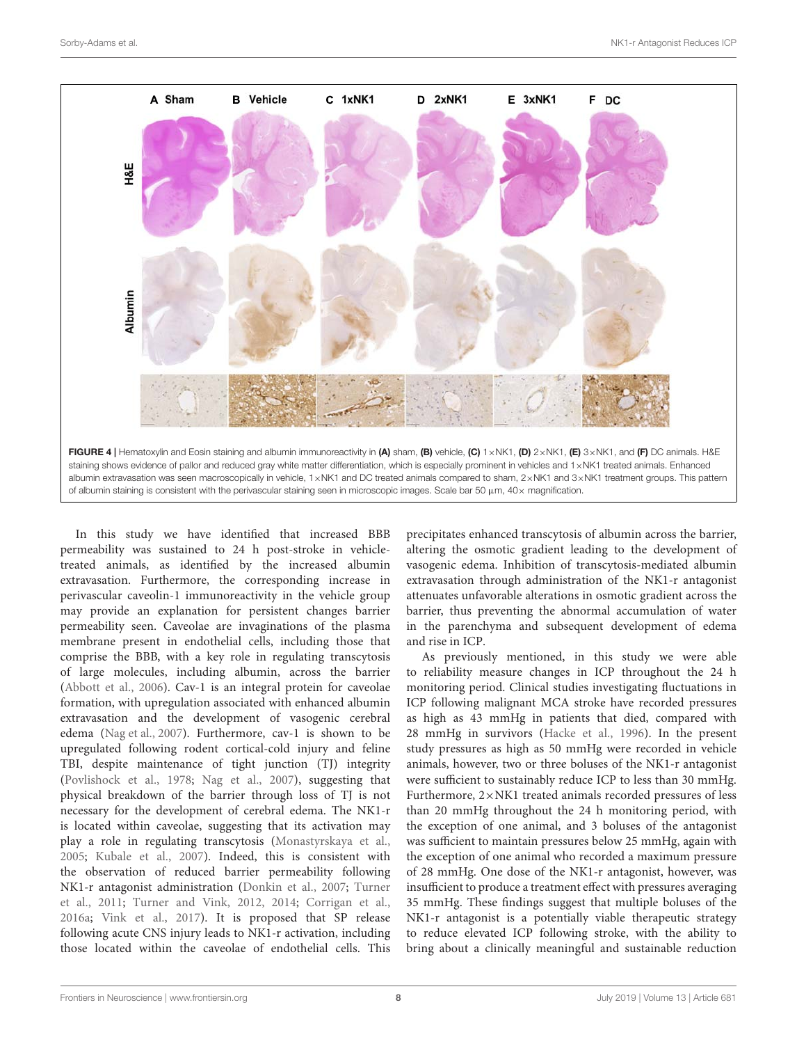FIGURE 4 | Hematoxylin and Eosin staining and albumin immunoreactivity in **(A)** sham, **(B)** vehicle, **(C)** 1×NK1, **(D)** 2×NK1, **(E)** 3×NK1, and **(F)** DC animals. H&E staining shows evidence of pallor and reduced gray white matter differentiation, which is especially prominent in vehicles and 1×NK1 treated animals. Enhanced albumin extravasation was seen macroscopically in vehicle, 1×NK1 and DC treated animals compared to sham, 2×NK1 and 3×NK1 treatment groups. This pattern of albumin staining is consistent with the perivascular staining seen in microscopic images. Scale bar 50 μm, 40× magnification.

In this study we have identified that increased BBB permeability was sustained to 24 h post-stroke in vehicle-treated animals, as identified by the increased albumin extravasation. Furthermore, the corresponding increase in perivascular caveolin-1 immunoreactivity in the vehicle group may provide an explanation for persistent changes barrier permeability seen. Caveolae are invaginations of the plasma membrane present in endothelial cells, including those that comprise the BBB, with a key role in regulating transcytosis of large molecules, including albumin, across the barrier (Abbott et al., 2006). Cav-1 is an integral protein for caveolae formation, with upregulation associated with enhanced albumin extravasation and the development of vasogenic cerebral edema (Nag et al., 2007). Furthermore, cav-1 is shown to be upregulated following rodent cortical-cold injury and feline TBI, despite maintenance of tight junction (TJ) integrity (Povlishock et al., 1978; Nag et al., 2007), suggesting that physical breakdown of the barrier through loss of TJ is not necessary for the development of cerebral edema. The NK1-r is located within caveolae, suggesting that its activation may play a role in regulating transcytosis (Monastyrskaya et al., 2005; Kubale et al., 2007). Indeed, this is consistent with the observation of reduced barrier permeability following NK1-r antagonist administration (Donkin et al., 2007; Turner et al., 2011; Turner and Vink, 2012, 2014; Corrigan et al., 2016a; Vink et al., 2017). It is proposed that SP release following acute CNS injury leads to NK1-r activation, including those located within the caveolae of endothelial cells. This precipitates enhanced transcytosis of albumin across the barrier, altering the osmotic gradient leading to the development of vasogenic edema. Inhibition of transcytosis-mediated albumin extravasation through administration of the NK1-r antagonist attenuates unfavorable alterations in osmotic gradient across the barrier, thus preventing the abnormal accumulation of water in the parenchyma and subsequent development of edema and rise in ICP.

As previously mentioned, in this study we were able to reliability measure changes in ICP throughout the 24 h monitoring period. Clinical studies investigating fluctuations in ICP following malignant MCA stroke have recorded pressures as high as 43 mmHg in patients that died, compared with 28 mmHg in survivors (Hacke et al., 1996). In the present study pressures as high as 50 mmHg were recorded in vehicle animals, however, two or three boluses of the NK1-r antagonist were sufficient to sustainably reduce ICP to less than 30 mmHg. Furthermore, 2×NK1 treated animals recorded pressures of less than 20 mmHg throughout the 24 h monitoring period, with the exception of one animal, and 3 boluses of the antagonist was sufficient to maintain pressures below 25 mmHg, again with the exception of one animal who recorded a maximum pressure of 28 mmHg. One dose of the NK1-r antagonist, however, was insufficient to produce a treatment effect with pressures averaging 35 mmHg. These findings suggest that multiple boluses of the NK1-r antagonist is a potentially viable therapeutic strategy to reduce elevated ICP following stroke, with the ability to bring about a clinically meaningful and sustainable reduction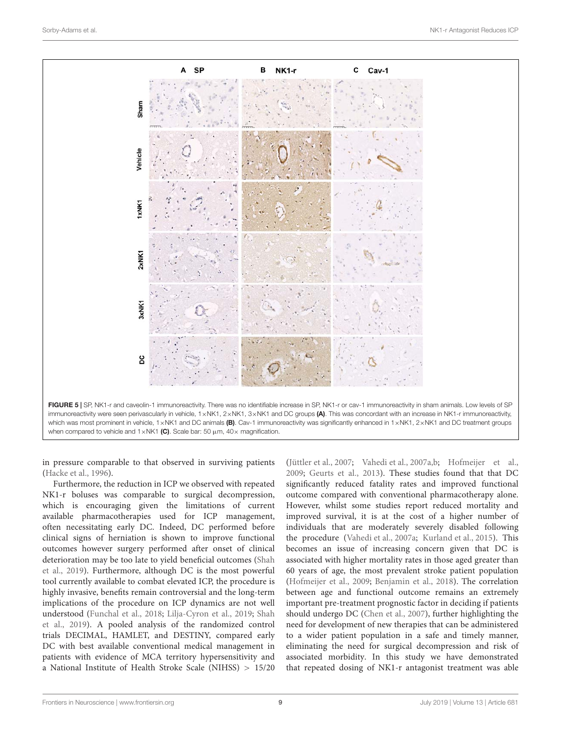FIGURE 5 | SP, NK1-r and caveolin-1 immunoreactivity. There was no identifiable increase in SP, NK1-r or cav-1 immunoreactivity in sham animals. Low levels of SP immunoreactivity were seen perivascularly in vehicle, 1×NK1, 2×NK1, 3×NK1 and DC groups **(A)**. This was concordant with an increase in NK1-r immunoreactivity, which was most prominent in vehicle, 1×NK1 and DC animals **(B)**. Cav-1 immunoreactivity was significantly enhanced in 1×NK1, 2×NK1 and DC treatment groups when compared to vehicle and 1×NK1 **(C)**. Scale bar: 50 μm, 40× magnification.

in pressure comparable to that observed in surviving patients (Hacke et al., 1996).

Furthermore, the reduction in ICP we observed with repeated NK1-r boluses was comparable to surgical decompression, which is encouraging given the limitations of current available pharmacotherapies used for ICP management, often necessitating early DC. Indeed, DC performed before clinical signs of herniation is shown to improve functional outcomes however surgery performed after onset of clinical deterioration may be too late to yield beneficial outcomes (Shah et al., 2019). Furthermore, although DC is the most powerful tool currently available to combat elevated ICP, the procedure is highly invasive, benefits remain controversial and the long-term implications of the procedure on ICP dynamics are not well understood (Funchal et al., 2018; Lilja-Cyron et al., 2019; Shah et al., 2019). A pooled analysis of the randomized control trials DECIMAL, HAMLET, and DESTINY, compared early DC with best available conventional medical management in patients with evidence of MCA territory hypersensitivity and a National Institute of Health Stroke Scale (NIHSS) > 15/20 (Jüttler et al., 2007; Vahedi et al., 2007a,b; Hofmeijer et al., 2009; Geurts et al., 2013). These studies found that that DC significantly reduced fatality rates and improved functional outcome compared with conventional pharmacotherapy alone. However, whilst some studies report reduced mortality and improved survival, it is at the cost of a higher number of individuals that are moderately severely disabled following the procedure (Vahedi et al., 2007a; Kurland et al., 2015). This becomes an issue of increasing concern given that DC is associated with higher mortality rates in those aged greater than 60 years of age, the most prevalent stroke patient population (Hofmeijer et al., 2009; Benjamin et al., 2018). The correlation between age and functional outcome remains an extremely important pre-treatment prognostic factor in deciding if patients should undergo DC (Chen et al., 2007), further highlighting the need for development of new therapies that can be administered to a wider patient population in a safe and timely manner, eliminating the need for surgical decompression and risk of associated morbidity. In this study we have demonstrated that repeated dosing of NK1-r antagonist treatment was able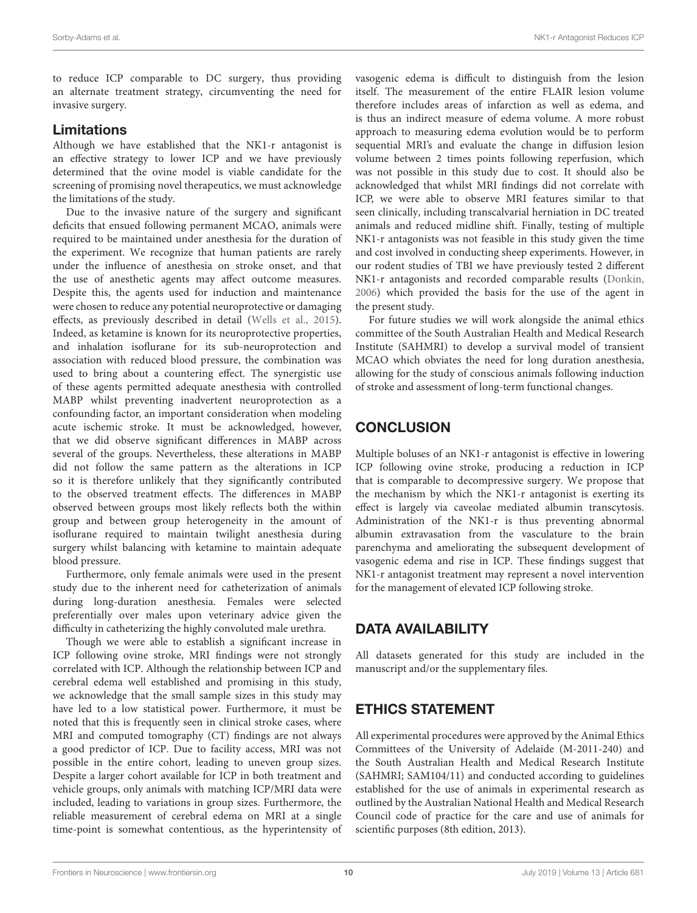to reduce ICP comparable to DC surgery, thus providing an alternate treatment strategy, circumventing the need for invasive surgery.

### Limitations

Although we have established that the NK1-r antagonist is an effective strategy to lower ICP and we have previously determined that the ovine model is viable candidate for the screening of promising novel therapeutics, we must acknowledge the limitations of the study.

Due to the invasive nature of the surgery and significant deficits that ensued following permanent MCAO, animals were required to be maintained under anesthesia for the duration of the experiment. We recognize that human patients are rarely under the influence of anesthesia on stroke onset, and that the use of anesthetic agents may affect outcome measures. Despite this, the agents used for induction and maintenance were chosen to reduce any potential neuroprotective or damaging effects, as previously described in detail (Wells et al., 2015). Indeed, as ketamine is known for its neuroprotective properties, and inhalation isoflurane for its sub-neuroprotection and association with reduced blood pressure, the combination was used to bring about a countering effect. The synergistic use of these agents permitted adequate anesthesia with controlled MABP whilst preventing inadvertent neuroprotection as a confounding factor, an important consideration when modeling acute ischemic stroke. It must be acknowledged, however, that we did observe significant differences in MABP across several of the groups. Nevertheless, these alterations in MABP did not follow the same pattern as the alterations in ICP so it is therefore unlikely that they significantly contributed to the observed treatment effects. The differences in MABP observed between groups most likely reflects both the within group and between group heterogeneity in the amount of isoflurane required to maintain twilight anesthesia during surgery whilst balancing with ketamine to maintain adequate blood pressure.

Furthermore, only female animals were used in the present study due to the inherent need for catheterization of animals during long-duration anesthesia. Females were selected preferentially over males upon veterinary advice given the difficulty in catheterizing the highly convoluted male urethra.

Though we were able to establish a significant increase in ICP following ovine stroke, MRI findings were not strongly correlated with ICP. Although the relationship between ICP and cerebral edema well established and promising in this study, we acknowledge that the small sample sizes in this study may have led to a low statistical power. Furthermore, it must be noted that this is frequently seen in clinical stroke cases, where MRI and computed tomography (CT) findings are not always a good predictor of ICP. Due to facility access, MRI was not possible in the entire cohort, leading to uneven group sizes. Despite a larger cohort available for ICP in both treatment and vehicle groups, only animals with matching ICP/MRI data were included, leading to variations in group sizes. Furthermore, the reliable measurement of cerebral edema on MRI at a single time-point is somewhat contentious, as the hyperintensity of vasogenic edema is difficult to distinguish from the lesion itself. The measurement of the entire FLAIR lesion volume therefore includes areas of infarction as well as edema, and is thus an indirect measure of edema volume. A more robust approach to measuring edema evolution would be to perform sequential MRI's and evaluate the change in diffusion lesion volume between 2 times points following reperfusion, which was not possible in this study due to cost. It should also be acknowledged that whilst MRI findings did not correlate with ICP, we were able to observe MRI features similar to that seen clinically, including transcalvarial herniation in DC treated animals and reduced midline shift. Finally, testing of multiple NK1-r antagonists was not feasible in this study given the time and cost involved in conducting sheep experiments. However, in our rodent studies of TBI we have previously tested 2 different NK1-r antagonists and recorded comparable results (Donkin, 2006) which provided the basis for the use of the agent in the present study.

For future studies we will work alongside the animal ethics committee of the South Australian Health and Medical Research Institute (SAHMRI) to develop a survival model of transient MCAO which obviates the need for long duration anesthesia, allowing for the study of conscious animals following induction of stroke and assessment of long-term functional changes.

## CONCLUSION

Multiple boluses of an NK1-r antagonist is effective in lowering ICP following ovine stroke, producing a reduction in ICP that is comparable to decompressive surgery. We propose that the mechanism by which the NK1-r antagonist is exerting its effect is largely via caveolae mediated albumin transcytosis. Administration of the NK1-r is thus preventing abnormal albumin extravasation from the vasculature to the brain parenchyma and ameliorating the subsequent development of vasogenic edema and rise in ICP. These findings suggest that NK1-r antagonist treatment may represent a novel intervention for the management of elevated ICP following stroke.

## DATA AVAILABILITY

All datasets generated for this study are included in the manuscript and/or the supplementary files.

## ETHICS STATEMENT

All experimental procedures were approved by the Animal Ethics Committees of the University of Adelaide (M-2011-240) and the South Australian Health and Medical Research Institute (SAHMRI; SAM104/11) and conducted according to guidelines established for the use of animals in experimental research as outlined by the Australian National Health and Medical Research Council code of practice for the care and use of animals for scientific purposes (8th edition, 2013).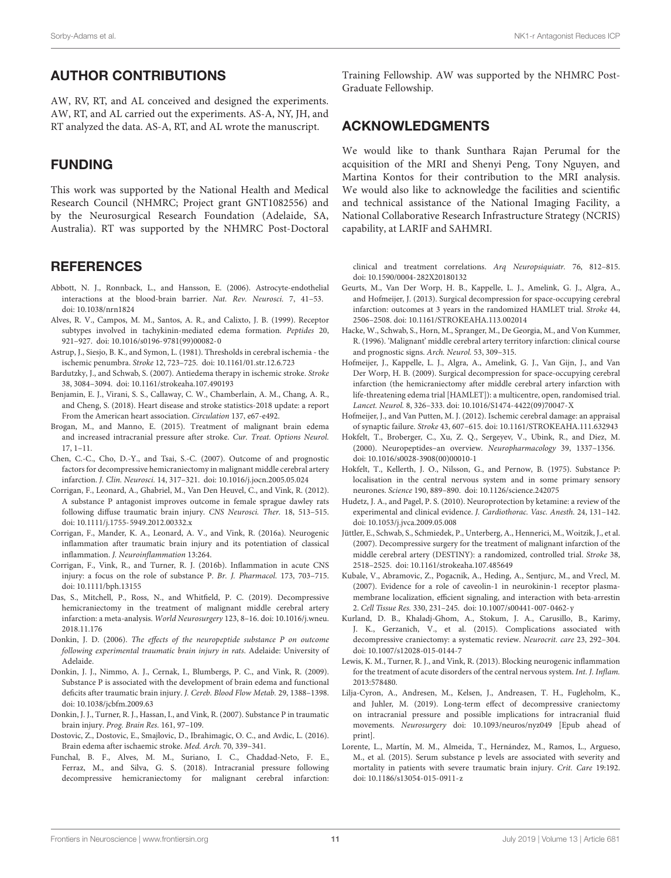## AUTHOR CONTRIBUTIONS

AW, RV, RT, and AL conceived and designed the experiments. AW, RT, and AL carried out the experiments. AS-A, NY, JH, and RT analyzed the data. AS-A, RT, and AL wrote the manuscript.

## FUNDING

This work was supported by the National Health and Medical Research Council (NHMRC; Project grant GNT1082556) and by the Neurosurgical Research Foundation (Adelaide, SA, Australia). RT was supported by the NHMRC Post-Doctoral Training Fellowship. AW was supported by the NHMRC Post-Graduate Fellowship.

## ACKNOWLEDGMENTS

We would like to thank Sunthara Rajan Perumal for the acquisition of the MRI and Shenyi Peng, Tony Nguyen, and Martina Kontos for their contribution to the MRI analysis. We would also like to acknowledge the facilities and scientific and technical assistance of the National Imaging Facility, a National Collaborative Research Infrastructure Strategy (NCRIS) capability, at LARIF and SAHMRI.

## REFERENCES

Abbott, N. J., Ronnback, L., and Hansson, E. (2006). Astrocyte-endothelial interactions at the blood-brain barrier. *Nat. Rev. Neurosci.* 7, 41–53. doi: 10.1038/nrn1824

Alves, R. V., Campos, M. M., Santos, A. R., and Calixto, J. B. (1999). Receptor subtypes involved in tachykinin-mediated edema formation. *Peptides* 20, 921–927. doi: 10.1016/s0196-9781(99)00082-0

Astrup, J., Siesjo, B. K., and Symon, L. (1981). Thresholds in cerebral ischemia - the ischemic penumbra. *Stroke* 12, 723–725. doi: 10.1161/01.str.12.6.723

Bardutzky, J., and Schwab, S. (2007). Antiedema therapy in ischemic stroke. *Stroke* 38, 3084–3094. doi: 10.1161/strokeaha.107.490193

Benjamin, E. J., Virani, S. S., Callaway, C. W., Chamberlain, A. M., Chang, A. R., and Cheng, S. (2018). Heart disease and stroke statistics-2018 update: a report From the American heart association. *Circulation* 137, e67-e492.

Brogan, M., and Manno, E. (2015). Treatment of malignant brain edema and increased intracranial pressure after stroke. *Cur. Treat. Options Neurol.* 17, 1–11.

Chen, C.-C., Cho, D.-Y., and Tsai, S.-C. (2007). Outcome of and prognostic factors for decompressive hemicraniectomy in malignant middle cerebral artery infarction. *J. Clin. Neurosci.* 14, 317–321. doi: 10.1016/j.jocn.2005.05.024

Corrigan, F., Leonard, A., Ghabriel, M., Van Den Heuvel, C., and Vink, R. (2012). A substance P antagonist improves outcome in female sprague dawley rats following diffuse traumatic brain injury. *CNS Neurosci. Ther.* 18, 513–515. doi: 10.1111/j.1755-5949.2012.00332.x

Corrigan, F., Mander, K. A., Leonard, A. V., and Vink, R. (2016a). Neurogenic inflammation after traumatic brain injury and its potentiation of classical inflammation. *J. Neuroinflammation* 13:264.

Corrigan, F., Vink, R., and Turner, R. J. (2016b). Inflammation in acute CNS injury: a focus on the role of substance P. *Br. J. Pharmacol.* 173, 703–715. doi: 10.1111/bph.13155

Das, S., Mitchell, P., Ross, N., and Whitfield, P. C. (2019). Decompressive hemicraniectomy in the treatment of malignant middle cerebral artery infarction: a meta-analysis. *World Neurosurgery* 123, 8–16. doi: 10.1016/j.wneu.2018.11.176

Donkin, J. D. (2006). *The effects of the neuropeptide substance P on outcome following experimental traumatic brain injury in rats*. Adelaide: University of Adelaide.

Donkin, J. J., Nimmo, A. J., Cernak, I., Blumbergs, P. C., and Vink, R. (2009). Substance P is associated with the development of brain edema and functional deficits after traumatic brain injury. *J. Cereb. Blood Flow Metab.* 29, 1388–1398. doi: 10.1038/jcbfm.2009.63

Donkin, J. J., Turner, R. J., Hassan, I., and Vink, R. (2007). Substance P in traumatic brain injury. *Prog. Brain Res.* 161, 97–109.

Dostovic, Z., Dostovic, E., Smajlovic, D., Ibrahimagic, O. C., and Avdic, L. (2016). Brain edema after ischaemic stroke. *Med. Arch.* 70, 339–341.

Funchal, B. F., Alves, M. M., Suriano, I. C., Chaddad-Neto, F. E., Ferraz, M., and Silva, G. S. (2018). Intracranial pressure following decompressive hemicraniectomy for malignant cerebral infarction: clinical and treatment correlations. *Arq Neuropsiquiatr.* 76, 812–815. doi: 10.1590/0004-282X20180132

Geurts, M., Van Der Worp, H. B., Kappelle, L. J., Amelink, G. J., Algra, A., and Hofmeijer, J. (2013). Surgical decompression for space-occupying cerebral infarction: outcomes at 3 years in the randomized HAMLET trial. *Stroke* 44, 2506–2508. doi: 10.1161/STROKEAHA.113.002014

Hacke, W., Schwab, S., Horn, M., Spranger, M., De Georgia, M., and Von Kummer, R. (1996). 'Malignant' middle cerebral artery territory infarction: clinical course and prognostic signs. *Arch. Neurol.* 53, 309–315.

Hofmeijer, J., Kappelle, L. J., Algra, A., Amelink, G. J., Van Gijn, J., and Van Der Worp, H. B. (2009). Surgical decompression for space-occupying cerebral infarction (the hemicraniectomy after middle cerebral artery infarction with life-threatening edema trial [HAMLET]): a multicentre, open, randomised trial. *Lancet. Neurol.* 8, 326–333. doi: 10.1016/S1474-4422(09)70047-X

Hofmeijer, J., and Van Putten, M. J. (2012). Ischemic cerebral damage: an appraisal of synaptic failure. *Stroke* 43, 607–615. doi: 10.1161/STROKEAHA.111.632943

Hokfelt, T., Broberger, C., Xu, Z. Q., Sergeyev, V., Ubink, R., and Diez, M. (2000). Neuropeptides–an overview. *Neuropharmacology* 39, 1337–1356. doi: 10.1016/s0028-3908(00)00010-1

Hokfelt, T., Kellerth, J. O., Nilsson, G., and Pernow, B. (1975). Substance P: localisation in the central nervous system and in some primary sensory neurones. *Science* 190, 889–890. doi: 10.1126/science.242075

Hudetz, J. A., and Pagel, P. S. (2010). Neuroprotection by ketamine: a review of the experimental and clinical evidence. *J. Cardiothorac. Vasc. Anesth.* 24, 131–142. doi: 10.1053/j.jvca.2009.05.008

Jüttler, E., Schwab, S., Schmiedek, P., Unterberg, A., Hennerici, M., Woitzik, J., et al. (2007). Decompressive surgery for the treatment of malignant infarction of the middle cerebral artery (DESTINY): a randomized, controlled trial. *Stroke* 38, 2518–2525. doi: 10.1161/strokeaha.107.485649

Kubale, V., Abramovic, Z., Pogacnik, A., Heding, A., Sentjurc, M., and Vrecl, M. (2007). Evidence for a role of caveolin-1 in neurokinin-1 receptor plasma-membrane localization, efficient signaling, and interaction with beta-arrestin 2. *Cell Tissue Res.* 330, 231–245. doi: 10.1007/s00441-007-0462-y

Kurland, D. B., Khaladj-Ghom, A., Stokum, J. A., Carusillo, B., Karimy, J. K., Gerzanich, V., et al. (2015). Complications associated with decompressive craniectomy: a systematic review. *Neurocrit. care* 23, 292–304. doi: 10.1007/s12028-015-0144-7

Lewis, K. M., Turner, R. J., and Vink, R. (2013). Blocking neurogenic inflammation for the treatment of acute disorders of the central nervous system. *Int. J. Inflam.* 2013:578480.

Lilja-Cyron, A., Andresen, M., Kelsen, J., Andreasen, T. H., Fugleholm, K., and Juhler, M. (2019). Long-term effect of decompressive craniectomy on intracranial pressure and possible implications for intracranial fluid movements. *Neurosurgery* doi: 10.1093/neuros/nyz049 [Epub ahead of print].

Lorente, L., Martín, M. M., Almeida, T., Hernández, M., Ramos, L., Argueso, M., et al. (2015). Serum substance p levels are associated with severity and mortality in patients with severe traumatic brain injury. *Crit. Care* 19:192. doi: 10.1186/s13054-015-0911-z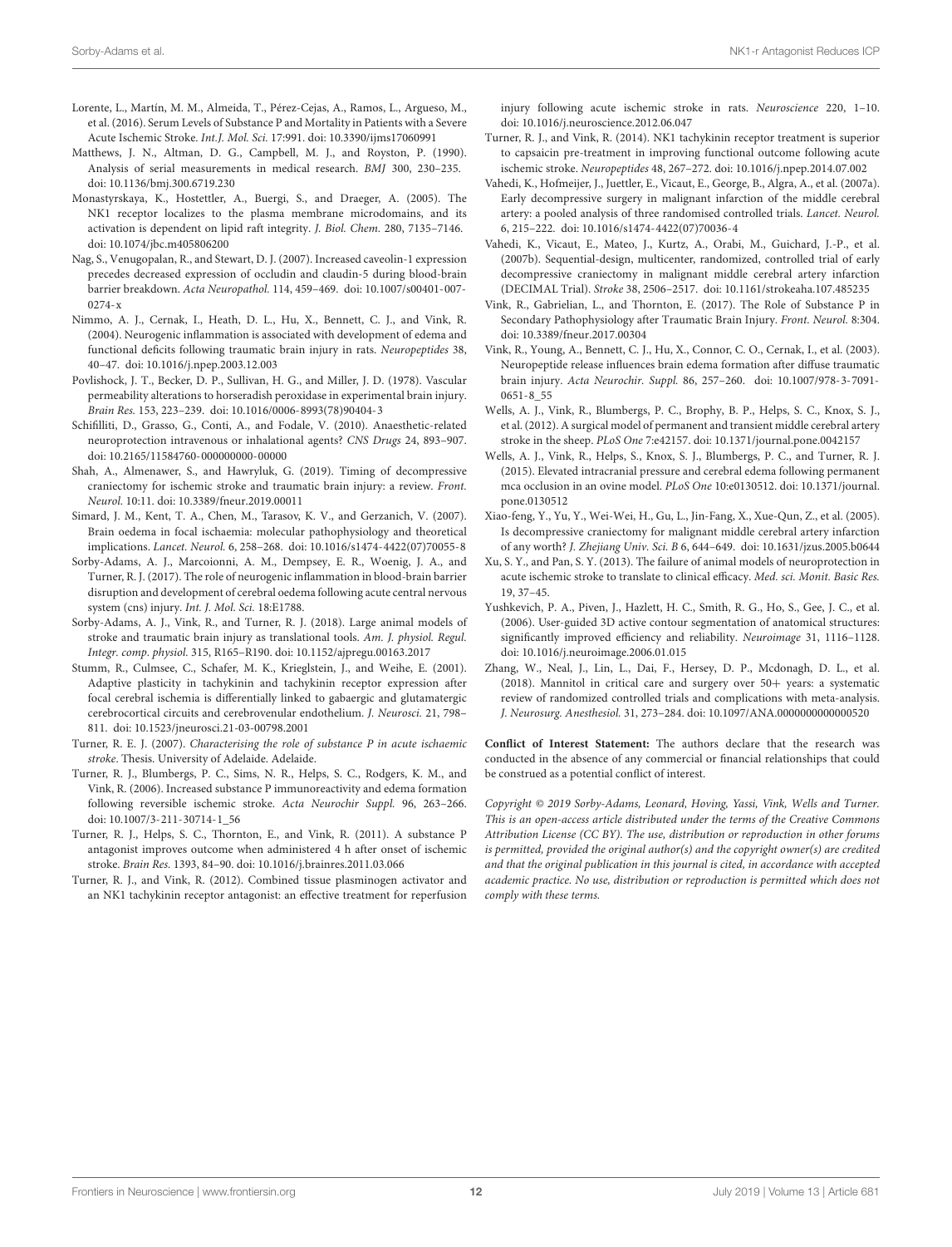Lorente, L., Martín, M. M., Almeida, T., Pérez-Cejas, A., Ramos, L., Argueso, M., et al. (2016). Serum Levels of Substance P and Mortality in Patients with a Severe Acute Ischemic Stroke. *Int.J. Mol. Sci.* 17:991. doi: 10.3390/ijms17060991

Matthews, J. N., Altman, D. G., Campbell, M. J., and Royston, P. (1990). Analysis of serial measurements in medical research. *BMJ* 300, 230–235. doi: 10.1136/bmj.300.6719.230

Monastyrskaya, K., Hostettler, A., Buergi, S., and Draeger, A. (2005). The NK1 receptor localizes to the plasma membrane microdomains, and its activation is dependent on lipid raft integrity. *J. Biol. Chem.* 280, 7135–7146. doi: 10.1074/jbc.m405806200

Nag, S., Venugopalan, R., and Stewart, D. J. (2007). Increased caveolin-1 expression precedes decreased expression of occludin and claudin-5 during blood-brain barrier breakdown. *Acta Neuropathol.* 114, 459–469. doi: 10.1007/s00401-007-0274-x

Nimmo, A. J., Cernak, I., Heath, D. L., Hu, X., Bennett, C. J., and Vink, R. (2004). Neurogenic inflammation is associated with development of edema and functional deficits following traumatic brain injury in rats. *Neuropeptides* 38, 40–47. doi: 10.1016/j.npep.2003.12.003

Povlishock, J. T., Becker, D. P., Sullivan, H. G., and Miller, J. D. (1978). Vascular permeability alterations to horseradish peroxidase in experimental brain injury. *Brain Res.* 153, 223–239. doi: 10.1016/0006-8993(78)90404-3

Schifilliti, D., Grasso, G., Conti, A., and Fodale, V. (2010). Anaesthetic-related neuroprotection intravenous or inhalational agents? *CNS Drugs* 24, 893–907. doi: 10.2165/11584760-000000000-00000

Shah, A., Almenawer, S., and Hawryluk, G. (2019). Timing of decompressive craniectomy for ischemic stroke and traumatic brain injury: a review. *Front. Neurol.* 10:11. doi: 10.3389/fneur.2019.00011

Simard, J. M., Kent, T. A., Chen, M., Tarasov, K. V., and Gerzanich, V. (2007). Brain oedema in focal ischaemia: molecular pathophysiology and theoretical implications. *Lancet. Neurol.* 6, 258–268. doi: 10.1016/s1474-4422(07)70055-8

Sorby-Adams, A. J., Marcoionni, A. M., Dempsey, E. R., Woenig, J. A., and Turner, R. J. (2017). The role of neurogenic inflammation in blood-brain barrier disruption and development of cerebral oedema following acute central nervous system (cns) injury. *Int. J. Mol. Sci.* 18:E1788.

Sorby-Adams, A. J., Vink, R., and Turner, R. J. (2018). Large animal models of stroke and traumatic brain injury as translational tools. *Am. J. physiol. Regul. Integr. comp. physiol.* 315, R165–R190. doi: 10.1152/ajpregu.00163.2017

Stumm, R., Culmsee, C., Schafer, M. K., Krieglstein, J., and Weihe, E. (2001). Adaptive plasticity in tachykinin and tachykinin receptor expression after focal cerebral ischemia is differentially linked to gabaergic and glutamatergic cerebrocortical circuits and cerebrovenular endothelium. *J. Neurosci.* 21, 798–811. doi: 10.1523/jneurosci.21-03-00798.2001

Turner, R. E. J. (2007). *Characterising the role of substance P in acute ischaemic stroke*. Thesis. University of Adelaide. Adelaide.

Turner, R. J., Blumbergs, P. C., Sims, N. R., Helps, S. C., Rodgers, K. M., and Vink, R. (2006). Increased substance P immunoreactivity and edema formation following reversible ischemic stroke. *Acta Neurochir Suppl.* 96, 263–266. doi: 10.1007/3-211-30714-1_56

Turner, R. J., Helps, S. C., Thornton, E., and Vink, R. (2011). A substance P antagonist improves outcome when administered 4 h after onset of ischemic stroke. *Brain Res.* 1393, 84–90. doi: 10.1016/j.brainres.2011.03.066

Turner, R. J., and Vink, R. (2012). Combined tissue plasminogen activator and an NK1 tachykinin receptor antagonist: an effective treatment for reperfusion injury following acute ischemic stroke in rats. *Neuroscience* 220, 1–10. doi: 10.1016/j.neuroscience.2012.06.047

Turner, R. J., and Vink, R. (2014). NK1 tachykinin receptor treatment is superior to capsaicin pre-treatment in improving functional outcome following acute ischemic stroke. *Neuropeptides* 48, 267–272. doi: 10.1016/j.npep.2014.07.002

Vahedi, K., Hofmeijer, J., Juettler, E., Vicaut, E., George, B., Algra, A., et al. (2007a). Early decompressive surgery in malignant infarction of the middle cerebral artery: a pooled analysis of three randomised controlled trials. *Lancet. Neurol.* 6, 215–222. doi: 10.1016/s1474-4422(07)70036-4

Vahedi, K., Vicaut, E., Mateo, J., Kurtz, A., Orabi, M., Guichard, J.-P., et al. (2007b). Sequential-design, multicenter, randomized, controlled trial of early decompressive craniectomy in malignant middle cerebral artery infarction (DECIMAL Trial). *Stroke* 38, 2506–2517. doi: 10.1161/strokeaha.107.485235

Vink, R., Gabrielian, L., and Thornton, E. (2017). The Role of Substance P in Secondary Pathophysiology after Traumatic Brain Injury. *Front. Neurol.* 8:304. doi: 10.3389/fneur.2017.00304

Vink, R., Young, A., Bennett, C. J., Hu, X., Connor, C. O., Cernak, I., et al. (2003). Neuropeptide release influences brain edema formation after diffuse traumatic brain injury. *Acta Neurochir. Suppl.* 86, 257–260. doi: 10.1007/978-3-7091-0651-8_55

Wells, A. J., Vink, R., Blumbergs, P. C., Brophy, B. P., Helps, S. C., Knox, S. J., et al. (2012). A surgical model of permanent and transient middle cerebral artery stroke in the sheep. *PLoS One* 7:e42157. doi: 10.1371/journal.pone.0042157

Wells, A. J., Vink, R., Helps, S., Knox, S. J., Blumbergs, P. C., and Turner, R. J. (2015). Elevated intracranial pressure and cerebral edema following permanent mca occlusion in an ovine model. *PLoS One* 10:e0130512. doi: 10.1371/journal.pone.0130512

Xiao-feng, Y., Yu, Y., Wei-Wei, H., Gu, L., Jin-Fang, X., Xue-Qun, Z., et al. (2005). Is decompressive craniectomy for malignant middle cerebral artery infarction of any worth? *J. Zhejiang Univ. Sci. B* 6, 644–649. doi: 10.1631/jzus.2005.b0644

Xu, S. Y., and Pan, S. Y. (2013). The failure of animal models of neuroprotection in acute ischemic stroke to translate to clinical efficacy. *Med. sci. Monit. Basic Res.* 19, 37–45.

Yushkevich, P. A., Piven, J., Hazlett, H. C., Smith, R. G., Ho, S., Gee, J. C., et al. (2006). User-guided 3D active contour segmentation of anatomical structures: significantly improved efficiency and reliability. *Neuroimage* 31, 1116–1128. doi: 10.1016/j.neuroimage.2006.01.015

Zhang, W., Neal, J., Lin, L., Dai, F., Hersey, D. P., Mcdonagh, D. L., et al. (2018). Mannitol in critical care and surgery over 50+ years: a systematic review of randomized controlled trials and complications with meta-analysis. *J. Neurosurg. Anesthesiol.* 31, 273–284. doi: 10.1097/ANA.0000000000000520

**Conflict of Interest Statement:** The authors declare that the research was conducted in the absence of any commercial or financial relationships that could be construed as a potential conflict of interest.

*Copyright © 2019 Sorby-Adams, Leonard, Hoving, Yassi, Vink, Wells and Turner. This is an open-access article distributed under the terms of the Creative Commons Attribution License (CC BY). The use, distribution or reproduction in other forums is permitted, provided the original author(s) and the copyright owner(s) are credited and that the original publication in this journal is cited, in accordance with accepted academic practice. No use, distribution or reproduction is permitted which does not comply with these terms.*